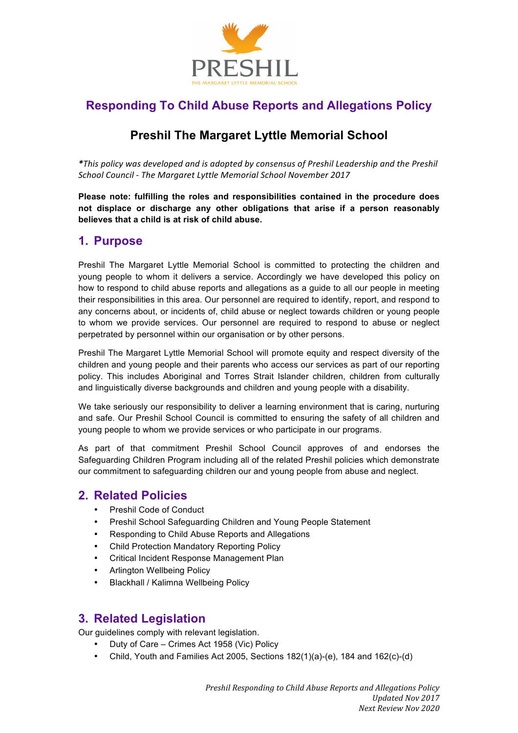PRESHIL

THE MARGARET LYTTLE MEMORIAL SCHOOL

# Responding To Child Abuse Reports and Allegations Policy

## Preshil The Margaret Lyttle Memorial School

*\*This policy was developed and is adopted by consensus of Preshil Leadership and the Preshil School Council - The Margaret Lyttle Memorial School November 2017*

**Please note: fulfilling the roles and responsibilities contained in the procedure does not displace or discharge any other obligations that arise if a person reasonably believes that a child is at risk of child abuse.**

## 1. Purpose

Preshil The Margaret Lyttle Memorial School is committed to protecting the children and young people to whom it delivers a service. Accordingly we have developed this policy on how to respond to child abuse reports and allegations as a guide to all our people in meeting their responsibilities in this area. Our personnel are required to identify, report, and respond to any concerns about, or incidents of, child abuse or neglect towards children or young people to whom we provide services. Our personnel are required to respond to abuse or neglect perpetrated by personnel within our organisation or by other persons.

Preshil The Margaret Lyttle Memorial School will promote equity and respect diversity of the children and young people and their parents who access our services as part of our reporting policy. This includes Aboriginal and Torres Strait Islander children, children from culturally and linguistically diverse backgrounds and children and young people with a disability.

We take seriously our responsibility to deliver a learning environment that is caring, nurturing and safe. Our Preshil School Council is committed to ensuring the safety of all children and young people to whom we provide services or who participate in our programs.

As part of that commitment Preshil School Council approves of and endorses the Safeguarding Children Program including all of the related Preshil policies which demonstrate our commitment to safeguarding children our and young people from abuse and neglect.

## 2. Related Policies

- Preshil Code of Conduct
- Preshil School Safeguarding Children and Young People Statement
- Responding to Child Abuse Reports and Allegations
- Child Protection Mandatory Reporting Policy
- Critical Incident Response Management Plan
- Arlington Wellbeing Policy
- Blackhall / Kalimna Wellbeing Policy

## 3. Related Legislation

Our guidelines comply with relevant legislation.

- Duty of Care – Crimes Act 1958 (Vic) Policy
- Child, Youth and Families Act 2005, Sections 182(1)(a)-(e), 184 and 162(c)-(d)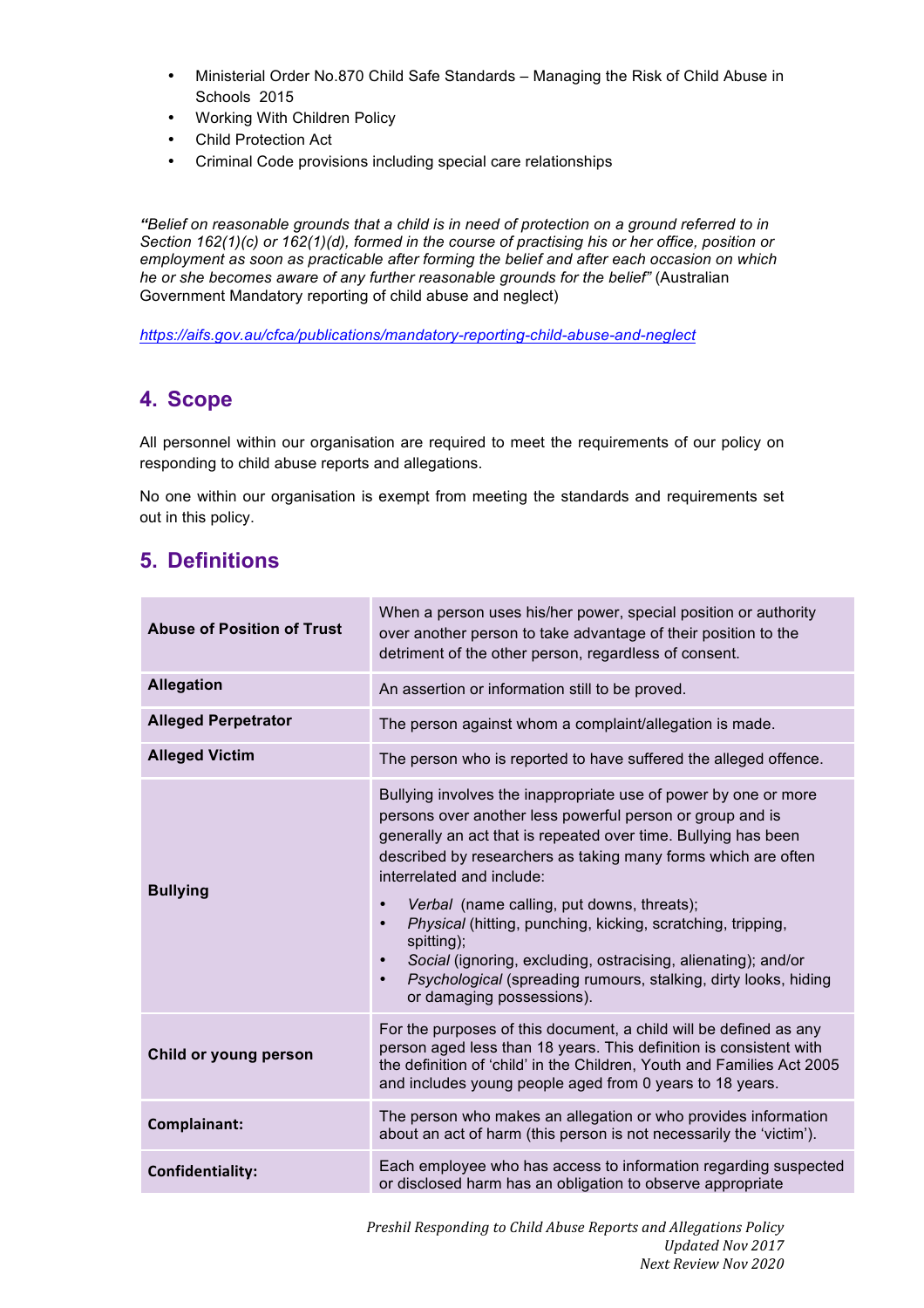- Ministerial Order No.870 Child Safe Standards – Managing the Risk of Child Abuse in Schools 2015
- Working With Children Policy
- Child Protection Act
- Criminal Code provisions including special care relationships

*"Belief on reasonable grounds that a child is in need of protection on a ground referred to in Section 162(1)(c) or 162(1)(d), formed in the course of practising his or her office, position or employment as soon as practicable after forming the belief and after each occasion on which he or she becomes aware of any further reasonable grounds for the belief"* (Australian Government Mandatory reporting of child abuse and neglect)

*https://aifs.gov.au/cfca/publications/mandatory-reporting-child-abuse-and-neglect*

## 4. Scope

All personnel within our organisation are required to meet the requirements of our policy on responding to child abuse reports and allegations.

No one within our organisation is exempt from meeting the standards and requirements set out in this policy.

## 5. Definitions

| | |
|---|---|
| **Abuse of Position of Trust** | When a person uses his/her power, special position or authority over another person to take advantage of their position to the detriment of the other person, regardless of consent. |
| **Allegation** | An assertion or information still to be proved. |
| **Alleged Perpetrator** | The person against whom a complaint/allegation is made. |
| **Alleged Victim** | The person who is reported to have suffered the alleged offence. |
| **Bullying** | Bullying involves the inappropriate use of power by one or more persons over another less powerful person or group and is generally an act that is repeated over time. Bullying has been described by researchers as taking many forms which are often interrelated and include:<br>• *Verbal* (name calling, put downs, threats);<br>• *Physical* (hitting, punching, kicking, scratching, tripping, spitting);<br>• *Social* (ignoring, excluding, ostracising, alienating); and/or<br>• *Psychological* (spreading rumours, stalking, dirty looks, hiding or damaging possessions). |
| **Child or young person** | For the purposes of this document, a child will be defined as any person aged less than 18 years. This definition is consistent with the definition of 'child' in the Children, Youth and Families Act 2005 and includes young people aged from 0 years to 18 years. |
| **Complainant:** | The person who makes an allegation or who provides information about an act of harm (this person is not necessarily the 'victim'). |
| **Confidentiality:** | Each employee who has access to information regarding suspected or disclosed harm has an obligation to observe appropriate |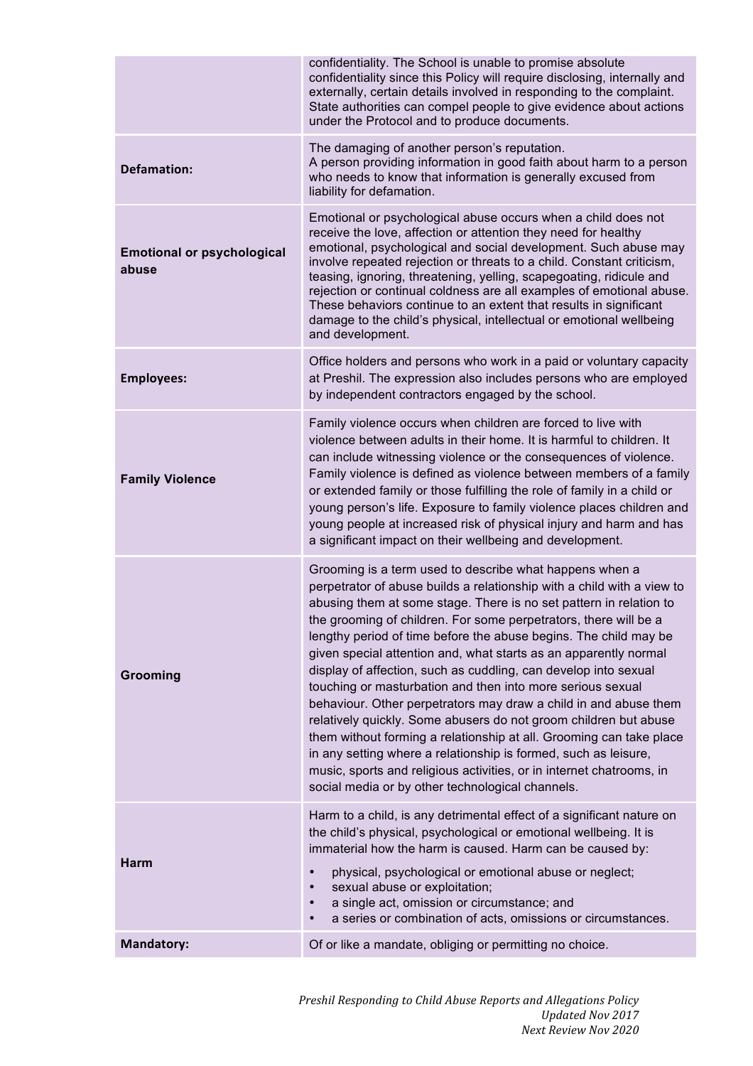| | |
|---|---|
| | confidentiality. The School is unable to promise absolute confidentiality since this Policy will require disclosing, internally and externally, certain details involved in responding to the complaint. State authorities can compel people to give evidence about actions under the Protocol and to produce documents. |
| **Defamation:** | The damaging of another person's reputation.<br>A person providing information in good faith about harm to a person who needs to know that information is generally excused from liability for defamation. |
| **Emotional or psychological abuse** | Emotional or psychological abuse occurs when a child does not receive the love, affection or attention they need for healthy emotional, psychological and social development. Such abuse may involve repeated rejection or threats to a child. Constant criticism, teasing, ignoring, threatening, yelling, scapegoating, ridicule and rejection or continual coldness are all examples of emotional abuse. These behaviors continue to an extent that results in significant damage to the child's physical, intellectual or emotional wellbeing and development. |
| **Employees:** | Office holders and persons who work in a paid or voluntary capacity at Preshil. The expression also includes persons who are employed by independent contractors engaged by the school. |
| **Family Violence** | Family violence occurs when children are forced to live with violence between adults in their home. It is harmful to children. It can include witnessing violence or the consequences of violence. Family violence is defined as violence between members of a family or extended family or those fulfilling the role of family in a child or young person's life. Exposure to family violence places children and young people at increased risk of physical injury and harm and has a significant impact on their wellbeing and development. |
| **Grooming** | Grooming is a term used to describe what happens when a perpetrator of abuse builds a relationship with a child with a view to abusing them at some stage. There is no set pattern in relation to the grooming of children. For some perpetrators, there will be a lengthy period of time before the abuse begins. The child may be given special attention and, what starts as an apparently normal display of affection, such as cuddling, can develop into sexual touching or masturbation and then into more serious sexual behaviour. Other perpetrators may draw a child in and abuse them relatively quickly. Some abusers do not groom children but abuse them without forming a relationship at all. Grooming can take place in any setting where a relationship is formed, such as leisure, music, sports and religious activities, or in internet chatrooms, in social media or by other technological channels. |
| **Harm** | Harm to a child, is any detrimental effect of a significant nature on the child's physical, psychological or emotional wellbeing. It is immaterial how the harm is caused. Harm can be caused by:<br>• physical, psychological or emotional abuse or neglect;<br>• sexual abuse or exploitation;<br>• a single act, omission or circumstance; and<br>• a series or combination of acts, omissions or circumstances. |
| **Mandatory:** | Of or like a mandate, obliging or permitting no choice. |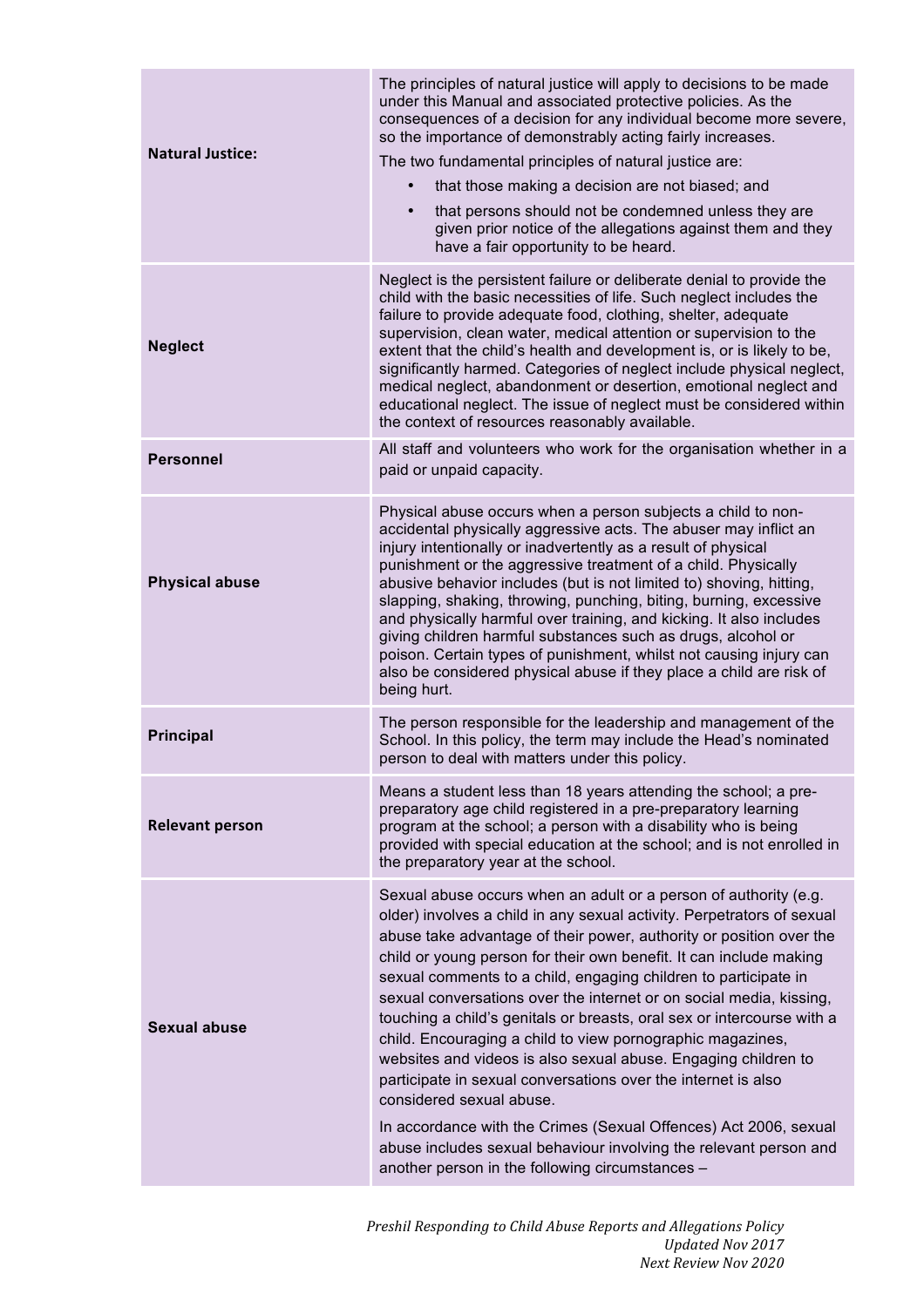| | |
|---|---|
| **Natural Justice:** | The principles of natural justice will apply to decisions to be made under this Manual and associated protective policies. As the consequences of a decision for any individual become more severe, so the importance of demonstrably acting fairly increases.<br><br>The two fundamental principles of natural justice are:<br>• that those making a decision are not biased; and<br>• that persons should not be condemned unless they are given prior notice of the allegations against them and they have a fair opportunity to be heard. |
| **Neglect** | Neglect is the persistent failure or deliberate denial to provide the child with the basic necessities of life. Such neglect includes the failure to provide adequate food, clothing, shelter, adequate supervision, clean water, medical attention or supervision to the extent that the child's health and development is, or is likely to be, significantly harmed. Categories of neglect include physical neglect, medical neglect, abandonment or desertion, emotional neglect and educational neglect. The issue of neglect must be considered within the context of resources reasonably available. |
| **Personnel** | All staff and volunteers who work for the organisation whether in a paid or unpaid capacity. |
| **Physical abuse** | Physical abuse occurs when a person subjects a child to non-accidental physically aggressive acts. The abuser may inflict an injury intentionally or inadvertently as a result of physical punishment or the aggressive treatment of a child. Physically abusive behavior includes (but is not limited to) shoving, hitting, slapping, shaking, throwing, punching, biting, burning, excessive and physically harmful over training, and kicking. It also includes giving children harmful substances such as drugs, alcohol or poison. Certain types of punishment, whilst not causing injury can also be considered physical abuse if they place a child are risk of being hurt. |
| **Principal** | The person responsible for the leadership and management of the School. In this policy, the term may include the Head's nominated person to deal with matters under this policy. |
| **Relevant person** | Means a student less than 18 years attending the school; a pre-preparatory age child registered in a pre-preparatory learning program at the school; a person with a disability who is being provided with special education at the school; and is not enrolled in the preparatory year at the school. |
| **Sexual abuse** | Sexual abuse occurs when an adult or a person of authority (e.g. older) involves a child in any sexual activity. Perpetrators of sexual abuse take advantage of their power, authority or position over the child or young person for their own benefit. It can include making sexual comments to a child, engaging children to participate in sexual conversations over the internet or on social media, kissing, touching a child's genitals or breasts, oral sex or intercourse with a child. Encouraging a child to view pornographic magazines, websites and videos is also sexual abuse. Engaging children to participate in sexual conversations over the internet is also considered sexual abuse.<br><br>In accordance with the Crimes (Sexual Offences) Act 2006, sexual abuse includes sexual behaviour involving the relevant person and another person in the following circumstances – |

*Preshil Responding to Child Abuse Reports and Allegations Policy*
*Updated Nov 2017*
*Next Review Nov 2020*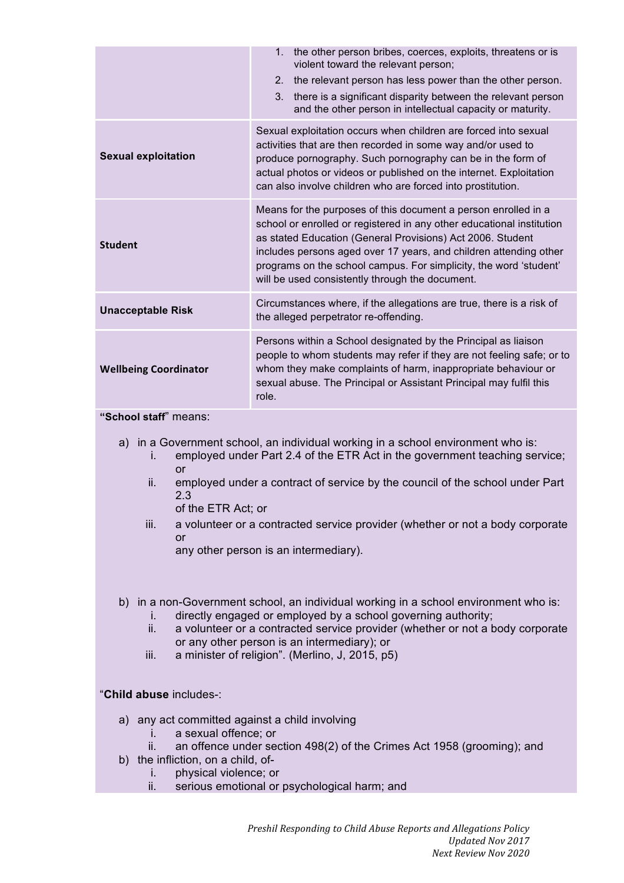| | |
|---|---|
| | 1. the other person bribes, coerces, exploits, threatens or is violent toward the relevant person;<br>2. the relevant person has less power than the other person.<br>3. there is a significant disparity between the relevant person and the other person in intellectual capacity or maturity. |
| **Sexual exploitation** | Sexual exploitation occurs when children are forced into sexual activities that are then recorded in some way and/or used to produce pornography. Such pornography can be in the form of actual photos or videos or published on the internet. Exploitation can also involve children who are forced into prostitution. |
| **Student** | Means for the purposes of this document a person enrolled in a school or enrolled or registered in any other educational institution as stated Education (General Provisions) Act 2006. Student includes persons aged over 17 years, and children attending other programs on the school campus. For simplicity, the word 'student' will be used consistently through the document. |
| **Unacceptable Risk** | Circumstances where, if the allegations are true, there is a risk of the alleged perpetrator re-offending. |
| **Wellbeing Coordinator** | Persons within a School designated by the Principal as liaison people to whom students may refer if they are not feeling safe; or to whom they make complaints of harm, inappropriate behaviour or sexual abuse. The Principal or Assistant Principal may fulfil this role. |

"**School staff**" means:

a) in a Government school, an individual working in a school environment who is:
   i. employed under Part 2.4 of the ETR Act in the government teaching service; or
   ii. employed under a contract of service by the council of the school under Part 2.3 of the ETR Act; or
   iii. a volunteer or a contracted service provider (whether or not a body corporate or any other person is an intermediary).

b) in a non-Government school, an individual working in a school environment who is:
   i. directly engaged or employed by a school governing authority;
   ii. a volunteer or a contracted service provider (whether or not a body corporate or any other person is an intermediary); or
   iii. a minister of religion". (Merlino, J, 2015, p5)

"**Child abuse** includes-:

a) any act committed against a child involving
   i. a sexual offence; or
   ii. an offence under section 498(2) of the Crimes Act 1958 (grooming); and
b) the infliction, on a child, of-
   i. physical violence; or
   ii. serious emotional or psychological harm; and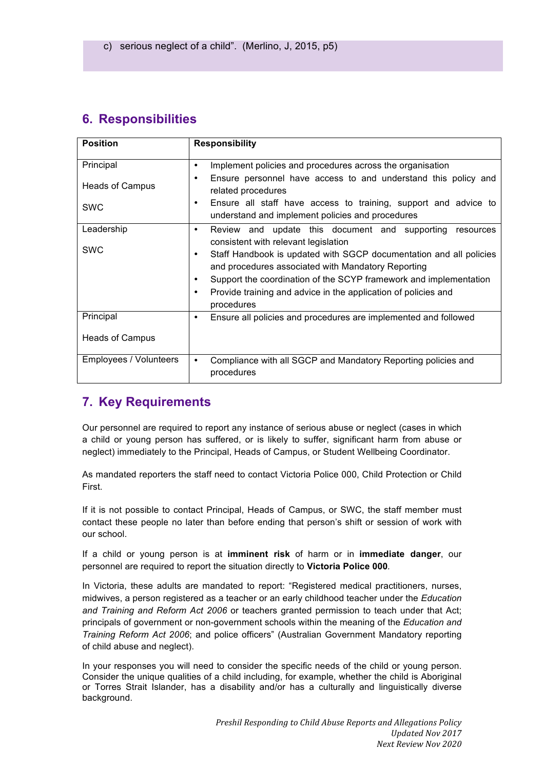c) serious neglect of a child". (Merlino, J, 2015, p5)

## 6. Responsibilities

| Position | Responsibility |
|---|---|
| Principal<br><br>Heads of Campus<br><br>SWC | • Implement policies and procedures across the organisation<br>• Ensure personnel have access to and understand this policy and related procedures<br>• Ensure all staff have access to training, support and advice to understand and implement policies and procedures |
| Leadership<br><br>SWC | • Review and update this document and supporting resources consistent with relevant legislation<br>• Staff Handbook is updated with SGCP documentation and all policies and procedures associated with Mandatory Reporting<br>• Support the coordination of the SCYP framework and implementation<br>• Provide training and advice in the application of policies and procedures |
| Principal<br><br>Heads of Campus | • Ensure all policies and procedures are implemented and followed |
| Employees / Volunteers | • Compliance with all SGCP and Mandatory Reporting policies and procedures |

## 7. Key Requirements

Our personnel are required to report any instance of serious abuse or neglect (cases in which a child or young person has suffered, or is likely to suffer, significant harm from abuse or neglect) immediately to the Principal, Heads of Campus, or Student Wellbeing Coordinator.

As mandated reporters the staff need to contact Victoria Police 000, Child Protection or Child First.

If it is not possible to contact Principal, Heads of Campus, or SWC, the staff member must contact these people no later than before ending that person's shift or session of work with our school.

If a child or young person is at **imminent risk** of harm or in **immediate danger**, our personnel are required to report the situation directly to **Victoria Police 000**.

In Victoria, these adults are mandated to report: "Registered medical practitioners, nurses, midwives, a person registered as a teacher or an early childhood teacher under the *Education and Training and Reform Act 2006* or teachers granted permission to teach under that Act; principals of government or non-government schools within the meaning of the *Education and Training Reform Act 2006*; and police officers" (Australian Government Mandatory reporting of child abuse and neglect).

In your responses you will need to consider the specific needs of the child or young person. Consider the unique qualities of a child including, for example, whether the child is Aboriginal or Torres Strait Islander, has a disability and/or has a culturally and linguistically diverse background.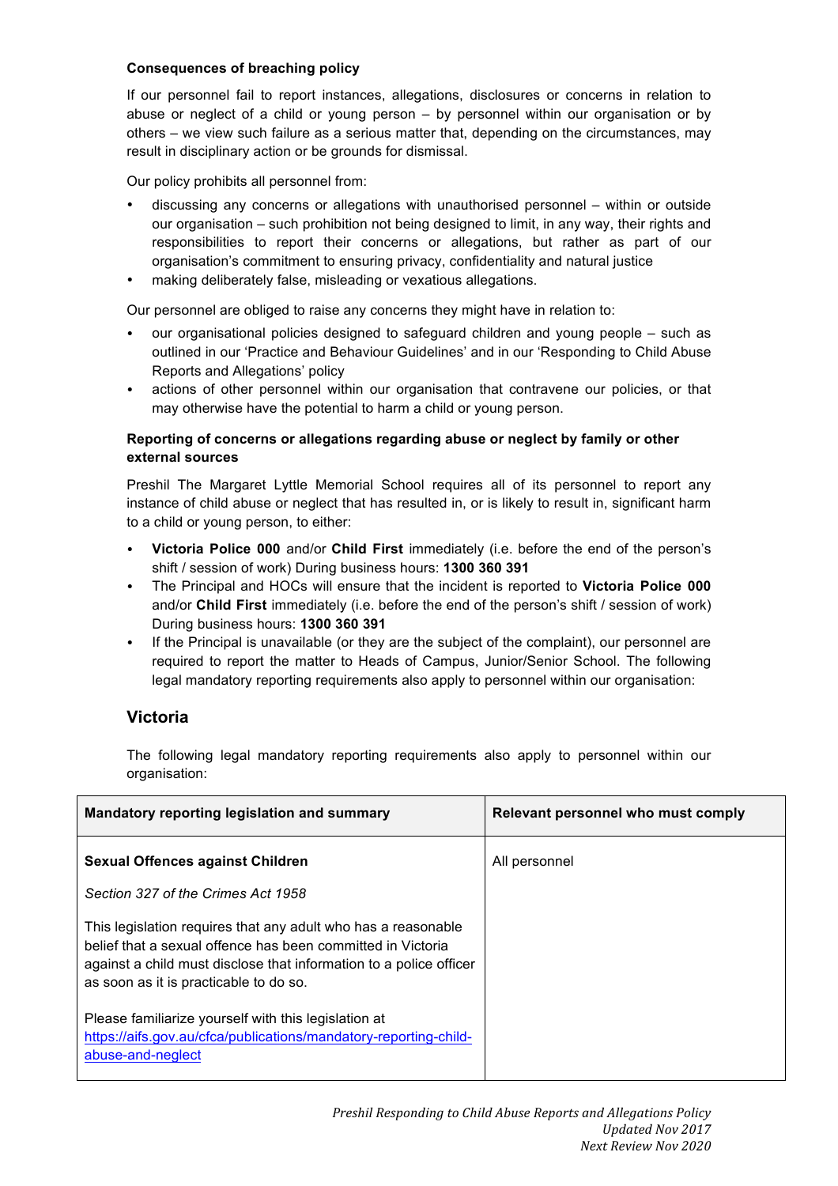**Consequences of breaching policy**

If our personnel fail to report instances, allegations, disclosures or concerns in relation to abuse or neglect of a child or young person – by personnel within our organisation or by others – we view such failure as a serious matter that, depending on the circumstances, may result in disciplinary action or be grounds for dismissal.

Our policy prohibits all personnel from:

- discussing any concerns or allegations with unauthorised personnel – within or outside our organisation – such prohibition not being designed to limit, in any way, their rights and responsibilities to report their concerns or allegations, but rather as part of our organisation's commitment to ensuring privacy, confidentiality and natural justice
- making deliberately false, misleading or vexatious allegations.

Our personnel are obliged to raise any concerns they might have in relation to:

- our organisational policies designed to safeguard children and young people – such as outlined in our 'Practice and Behaviour Guidelines' and in our 'Responding to Child Abuse Reports and Allegations' policy
- actions of other personnel within our organisation that contravene our policies, or that may otherwise have the potential to harm a child or young person.

**Reporting of concerns or allegations regarding abuse or neglect by family or other external sources**

Preshil The Margaret Lyttle Memorial School requires all of its personnel to report any instance of child abuse or neglect that has resulted in, or is likely to result in, significant harm to a child or young person, to either:

- **Victoria Police 000** and/or **Child First** immediately (i.e. before the end of the person's shift / session of work) During business hours: **1300 360 391**
- The Principal and HOCs will ensure that the incident is reported to **Victoria Police 000** and/or **Child First** immediately (i.e. before the end of the person's shift / session of work) During business hours: **1300 360 391**
- If the Principal is unavailable (or they are the subject of the complaint), our personnel are required to report the matter to Heads of Campus, Junior/Senior School. The following legal mandatory reporting requirements also apply to personnel within our organisation:

## Victoria

The following legal mandatory reporting requirements also apply to personnel within our organisation:

| Mandatory reporting legislation and summary | Relevant personnel who must comply |
|---|---|
| **Sexual Offences against Children**<br><br>*Section 327 of the Crimes Act 1958*<br><br>This legislation requires that any adult who has a reasonable belief that a sexual offence has been committed in Victoria against a child must disclose that information to a police officer as soon as it is practicable to do so.<br><br>Please familiarize yourself with this legislation at https://aifs.gov.au/cfca/publications/mandatory-reporting-child-abuse-and-neglect | All personnel |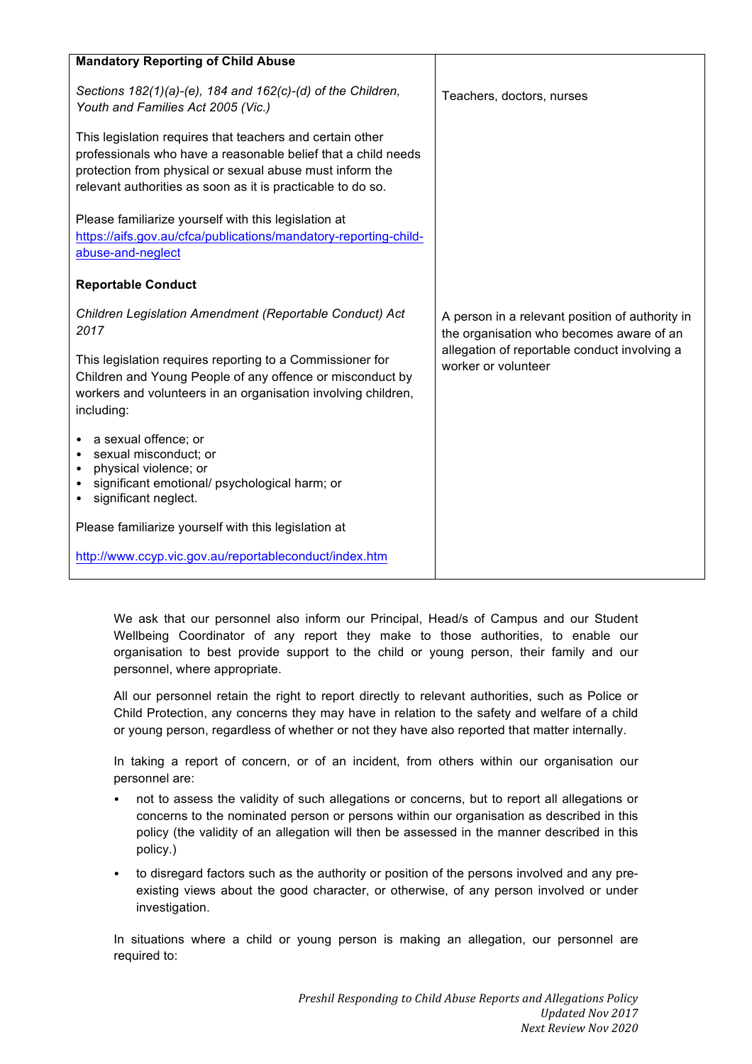| | |
|---|---|
| **Mandatory Reporting of Child Abuse**<br><br>*Sections 182(1)(a)-(e), 184 and 162(c)-(d) of the Children, Youth and Families Act 2005 (Vic.)*<br><br>This legislation requires that teachers and certain other professionals who have a reasonable belief that a child needs protection from physical or sexual abuse must inform the relevant authorities as soon as it is practicable to do so.<br><br>Please familiarize yourself with this legislation at https://aifs.gov.au/cfca/publications/mandatory-reporting-child-abuse-and-neglect | Teachers, doctors, nurses |
| **Reportable Conduct**<br><br>*Children Legislation Amendment (Reportable Conduct) Act 2017*<br><br>This legislation requires reporting to a Commissioner for Children and Young People of any offence or misconduct by workers and volunteers in an organisation involving children, including:<br><br>• a sexual offence; or<br>• sexual misconduct; or<br>• physical violence; or<br>• significant emotional/ psychological harm; or<br>• significant neglect.<br><br>Please familiarize yourself with this legislation at<br><br>http://www.ccyp.vic.gov.au/reportableconduct/index.htm | A person in a relevant position of authority in the organisation who becomes aware of an allegation of reportable conduct involving a worker or volunteer |

We ask that our personnel also inform our Principal, Head/s of Campus and our Student Wellbeing Coordinator of any report they make to those authorities, to enable our organisation to best provide support to the child or young person, their family and our personnel, where appropriate.

All our personnel retain the right to report directly to relevant authorities, such as Police or Child Protection, any concerns they may have in relation to the safety and welfare of a child or young person, regardless of whether or not they have also reported that matter internally.

In taking a report of concern, or of an incident, from others within our organisation our personnel are:

- not to assess the validity of such allegations or concerns, but to report all allegations or concerns to the nominated person or persons within our organisation as described in this policy (the validity of an allegation will then be assessed in the manner described in this policy.)
- to disregard factors such as the authority or position of the persons involved and any pre-existing views about the good character, or otherwise, of any person involved or under investigation.

In situations where a child or young person is making an allegation, our personnel are required to: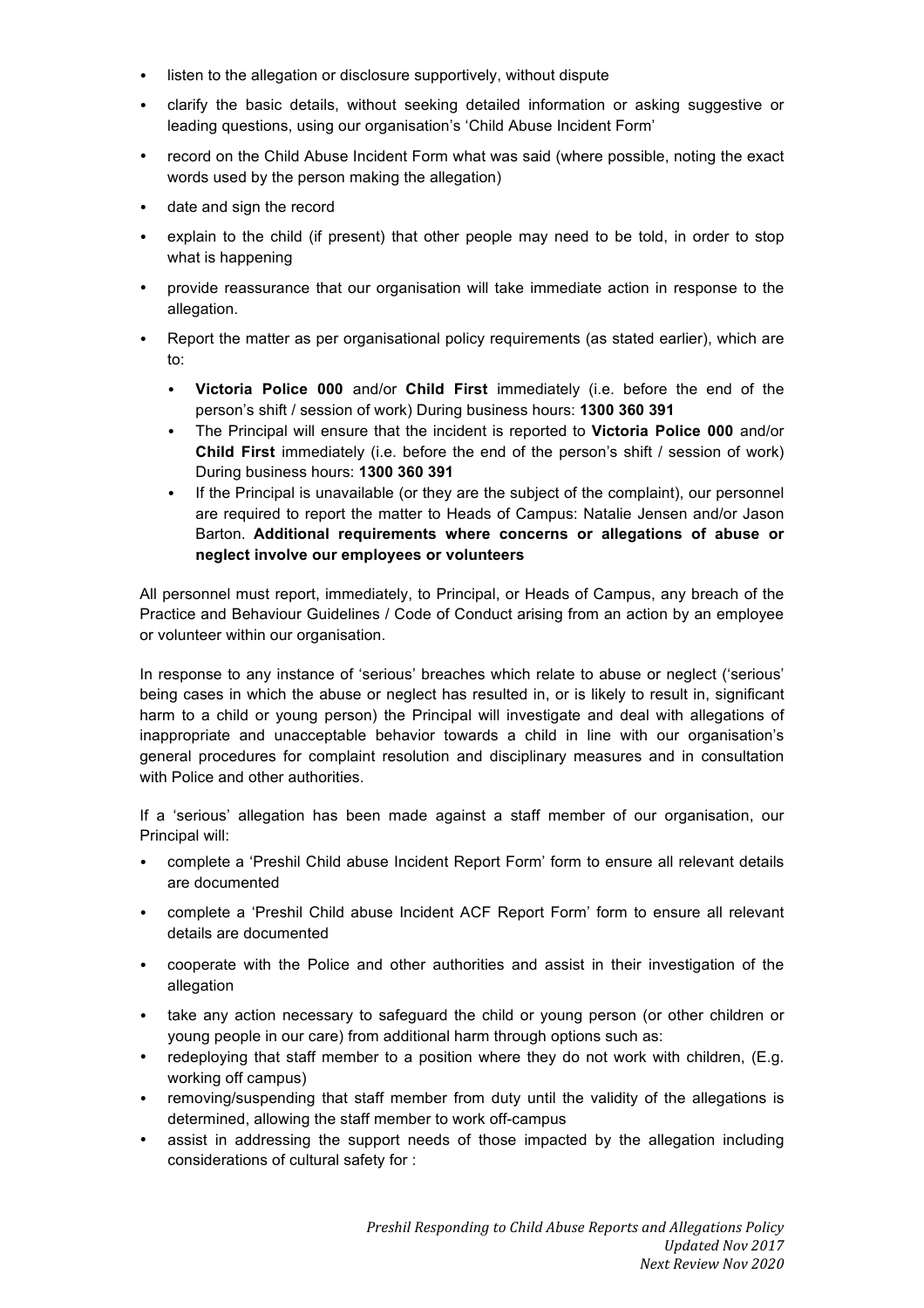- listen to the allegation or disclosure supportively, without dispute
- clarify the basic details, without seeking detailed information or asking suggestive or leading questions, using our organisation's 'Child Abuse Incident Form'
- record on the Child Abuse Incident Form what was said (where possible, noting the exact words used by the person making the allegation)
- date and sign the record
- explain to the child (if present) that other people may need to be told, in order to stop what is happening
- provide reassurance that our organisation will take immediate action in response to the allegation.
- Report the matter as per organisational policy requirements (as stated earlier), which are to:
  - **Victoria Police 000** and/or **Child First** immediately (i.e. before the end of the person's shift / session of work) During business hours: **1300 360 391**
  - The Principal will ensure that the incident is reported to **Victoria Police 000** and/or **Child First** immediately (i.e. before the end of the person's shift / session of work) During business hours: **1300 360 391**
  - If the Principal is unavailable (or they are the subject of the complaint), our personnel are required to report the matter to Heads of Campus: Natalie Jensen and/or Jason Barton. **Additional requirements where concerns or allegations of abuse or neglect involve our employees or volunteers**

All personnel must report, immediately, to Principal, or Heads of Campus, any breach of the Practice and Behaviour Guidelines / Code of Conduct arising from an action by an employee or volunteer within our organisation.

In response to any instance of 'serious' breaches which relate to abuse or neglect ('serious' being cases in which the abuse or neglect has resulted in, or is likely to result in, significant harm to a child or young person) the Principal will investigate and deal with allegations of inappropriate and unacceptable behavior towards a child in line with our organisation's general procedures for complaint resolution and disciplinary measures and in consultation with Police and other authorities.

If a 'serious' allegation has been made against a staff member of our organisation, our Principal will:

- complete a 'Preshil Child abuse Incident Report Form' form to ensure all relevant details are documented
- complete a 'Preshil Child abuse Incident ACF Report Form' form to ensure all relevant details are documented
- cooperate with the Police and other authorities and assist in their investigation of the allegation
- take any action necessary to safeguard the child or young person (or other children or young people in our care) from additional harm through options such as:
- redeploying that staff member to a position where they do not work with children, (E.g. working off campus)
- removing/suspending that staff member from duty until the validity of the allegations is determined, allowing the staff member to work off-campus
- assist in addressing the support needs of those impacted by the allegation including considerations of cultural safety for :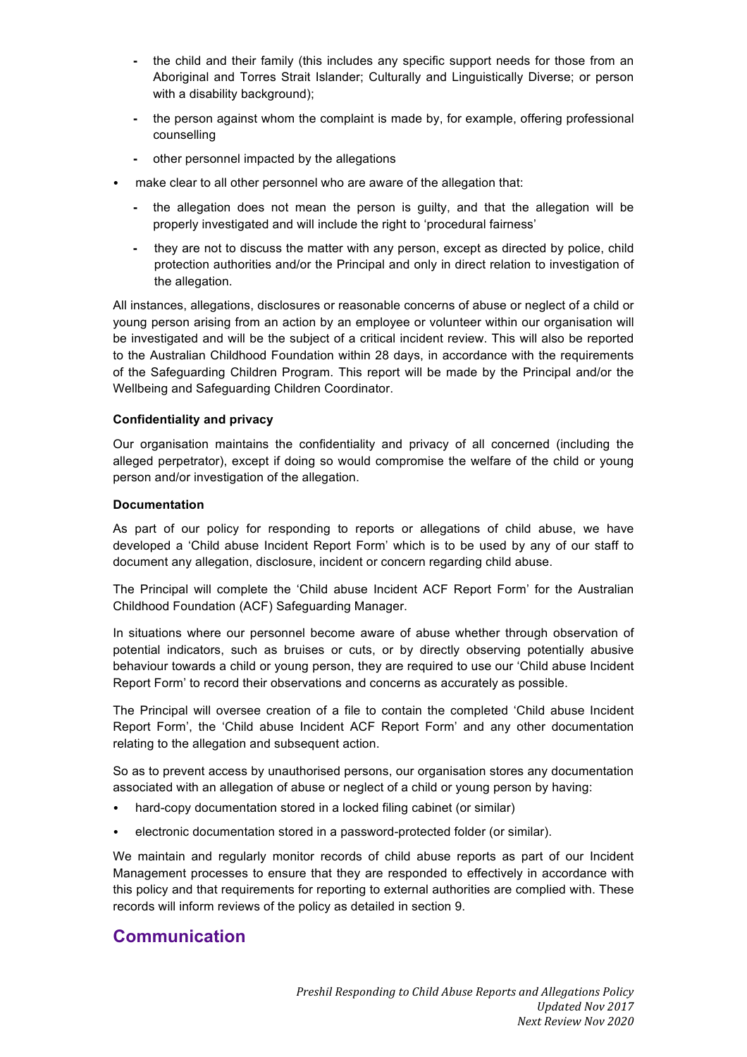- the child and their family (this includes any specific support needs for those from an Aboriginal and Torres Strait Islander; Culturally and Linguistically Diverse; or person with a disability background);
  - the person against whom the complaint is made by, for example, offering professional counselling
  - other personnel impacted by the allegations
- make clear to all other personnel who are aware of the allegation that:
  - the allegation does not mean the person is guilty, and that the allegation will be properly investigated and will include the right to 'procedural fairness'
  - they are not to discuss the matter with any person, except as directed by police, child protection authorities and/or the Principal and only in direct relation to investigation of the allegation.

All instances, allegations, disclosures or reasonable concerns of abuse or neglect of a child or young person arising from an action by an employee or volunteer within our organisation will be investigated and will be the subject of a critical incident review. This will also be reported to the Australian Childhood Foundation within 28 days, in accordance with the requirements of the Safeguarding Children Program. This report will be made by the Principal and/or the Wellbeing and Safeguarding Children Coordinator.

**Confidentiality and privacy**

Our organisation maintains the confidentiality and privacy of all concerned (including the alleged perpetrator), except if doing so would compromise the welfare of the child or young person and/or investigation of the allegation.

**Documentation**

As part of our policy for responding to reports or allegations of child abuse, we have developed a 'Child abuse Incident Report Form' which is to be used by any of our staff to document any allegation, disclosure, incident or concern regarding child abuse.

The Principal will complete the 'Child abuse Incident ACF Report Form' for the Australian Childhood Foundation (ACF) Safeguarding Manager.

In situations where our personnel become aware of abuse whether through observation of potential indicators, such as bruises or cuts, or by directly observing potentially abusive behaviour towards a child or young person, they are required to use our 'Child abuse Incident Report Form' to record their observations and concerns as accurately as possible.

The Principal will oversee creation of a file to contain the completed 'Child abuse Incident Report Form', the 'Child abuse Incident ACF Report Form' and any other documentation relating to the allegation and subsequent action.

So as to prevent access by unauthorised persons, our organisation stores any documentation associated with an allegation of abuse or neglect of a child or young person by having:

- hard-copy documentation stored in a locked filing cabinet (or similar)
- electronic documentation stored in a password-protected folder (or similar).

We maintain and regularly monitor records of child abuse reports as part of our Incident Management processes to ensure that they are responded to effectively in accordance with this policy and that requirements for reporting to external authorities are complied with. These records will inform reviews of the policy as detailed in section 9.

## Communication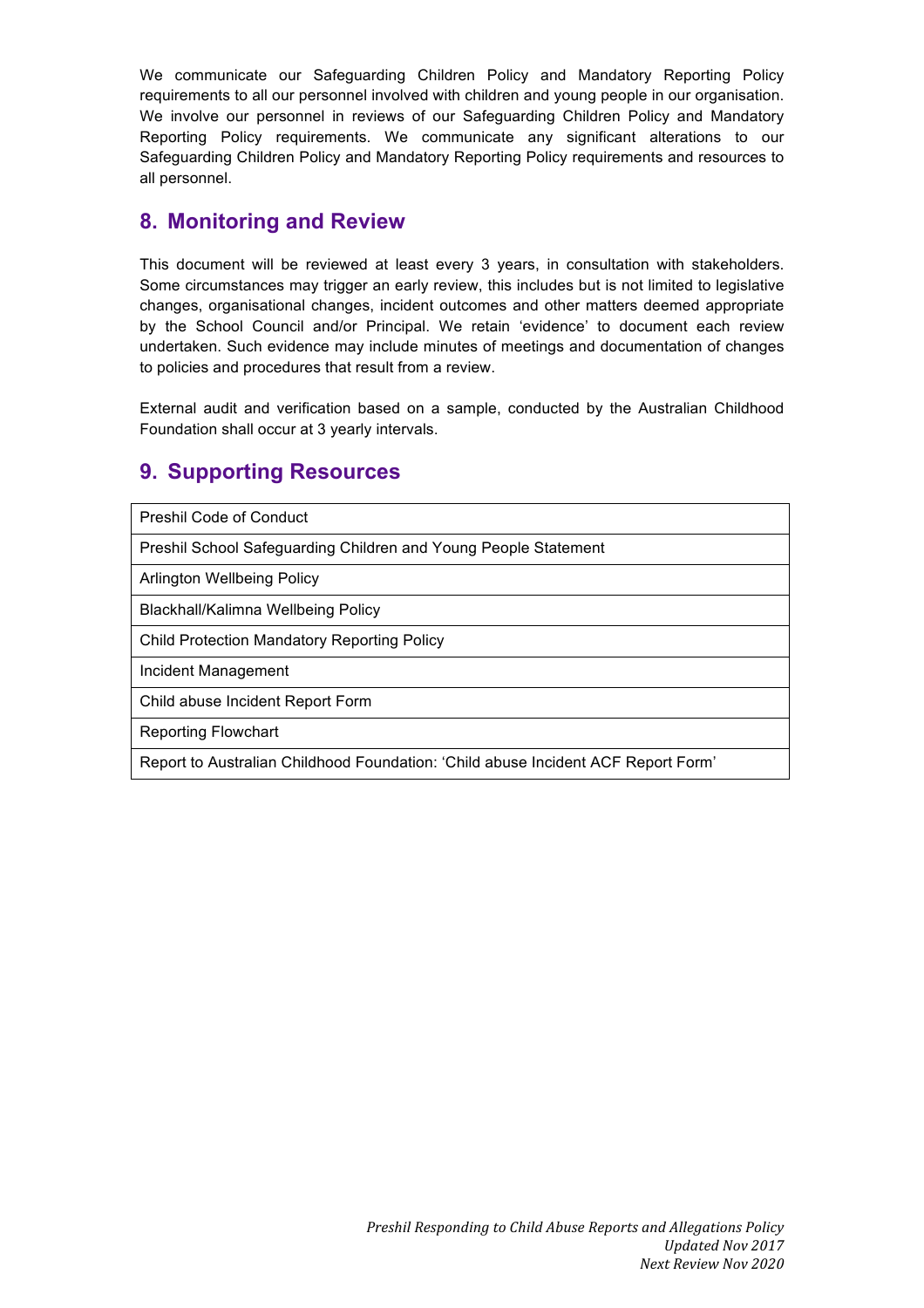We communicate our Safeguarding Children Policy and Mandatory Reporting Policy requirements to all our personnel involved with children and young people in our organisation. We involve our personnel in reviews of our Safeguarding Children Policy and Mandatory Reporting Policy requirements. We communicate any significant alterations to our Safeguarding Children Policy and Mandatory Reporting Policy requirements and resources to all personnel.

## 8. Monitoring and Review

This document will be reviewed at least every 3 years, in consultation with stakeholders. Some circumstances may trigger an early review, this includes but is not limited to legislative changes, organisational changes, incident outcomes and other matters deemed appropriate by the School Council and/or Principal. We retain 'evidence' to document each review undertaken. Such evidence may include minutes of meetings and documentation of changes to policies and procedures that result from a review.

External audit and verification based on a sample, conducted by the Australian Childhood Foundation shall occur at 3 yearly intervals.

## 9. Supporting Resources

| |
|---|
| Preshil Code of Conduct |
| Preshil School Safeguarding Children and Young People Statement |
| Arlington Wellbeing Policy |
| Blackhall/Kalimna Wellbeing Policy |
| Child Protection Mandatory Reporting Policy |
| Incident Management |
| Child abuse Incident Report Form |
| Reporting Flowchart |
| Report to Australian Childhood Foundation: 'Child abuse Incident ACF Report Form' |

*Preshil Responding to Child Abuse Reports and Allegations Policy*
*Updated Nov 2017*
*Next Review Nov 2020*